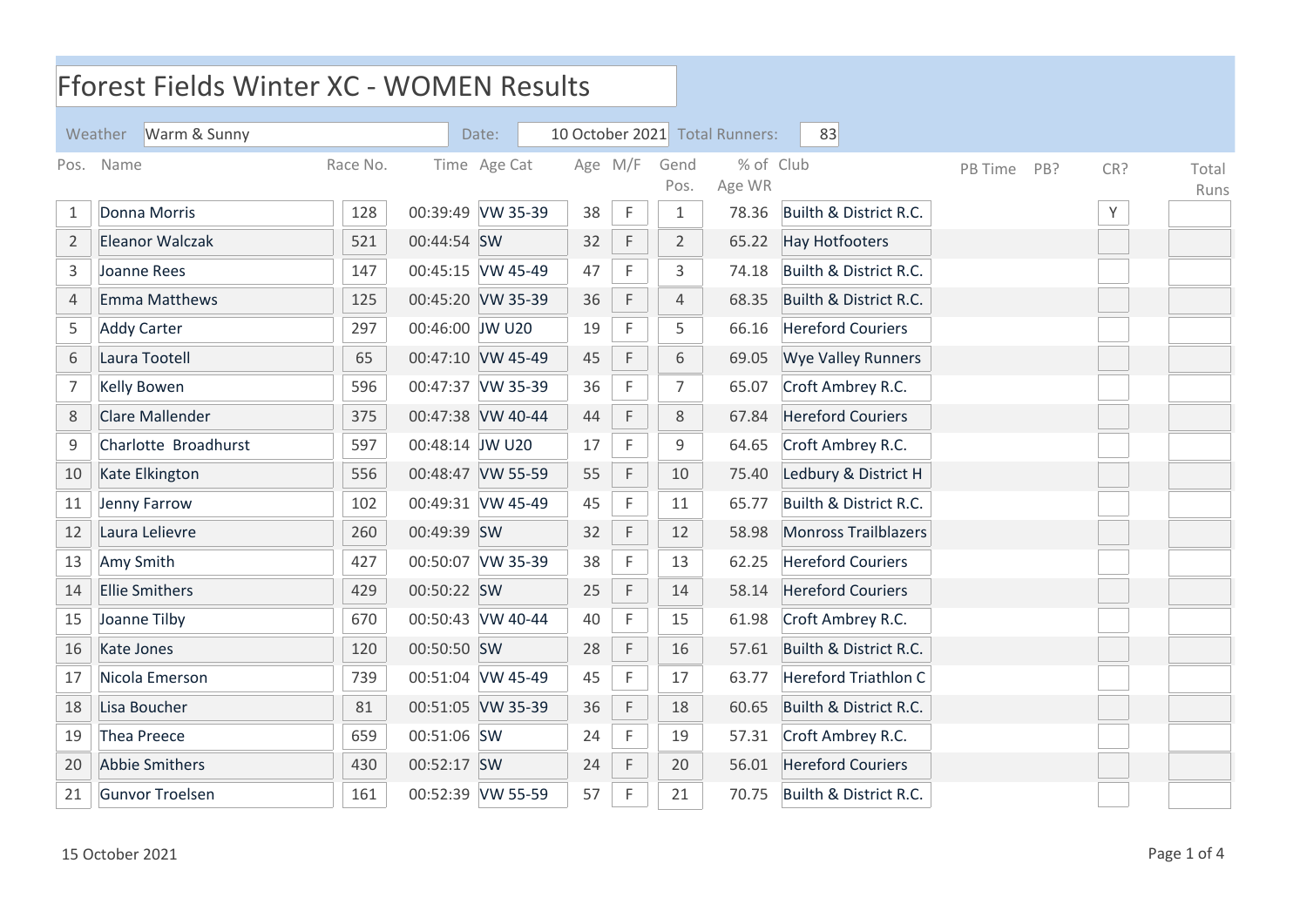# Fforest Fields Winter XC - WOMEN Results

Weather: Warm & Sunny | Date: 10 October 2021 | Total Runners: 83

| Pos. | Name | Race No. | Time | Age Cat | Age | M/F | Gend Pos. | % of Age WR | Club | PB Time | PB? | CR? | Total Runs |
|---|---|---|---|---|---|---|---|---|---|---|---|---|---|
| 1 | Donna Morris | 128 | 00:39:49 | VW 35-39 | 38 | F | 1 | 78.36 | Builth & District R.C. | | | Y | |
| 2 | Eleanor Walczak | 521 | 00:44:54 | SW | 32 | F | 2 | 65.22 | Hay Hotfooters | | | | |
| 3 | Joanne Rees | 147 | 00:45:15 | VW 45-49 | 47 | F | 3 | 74.18 | Builth & District R.C. | | | | |
| 4 | Emma Matthews | 125 | 00:45:20 | VW 35-39 | 36 | F | 4 | 68.35 | Builth & District R.C. | | | | |
| 5 | Addy Carter | 297 | 00:46:00 | JW U20 | 19 | F | 5 | 66.16 | Hereford Couriers | | | | |
| 6 | Laura Tootell | 65 | 00:47:10 | VW 45-49 | 45 | F | 6 | 69.05 | Wye Valley Runners | | | | |
| 7 | Kelly Bowen | 596 | 00:47:37 | VW 35-39 | 36 | F | 7 | 65.07 | Croft Ambrey R.C. | | | | |
| 8 | Clare Mallender | 375 | 00:47:38 | VW 40-44 | 44 | F | 8 | 67.84 | Hereford Couriers | | | | |
| 9 | Charlotte Broadhurst | 597 | 00:48:14 | JW U20 | 17 | F | 9 | 64.65 | Croft Ambrey R.C. | | | | |
| 10 | Kate Elkington | 556 | 00:48:47 | VW 55-59 | 55 | F | 10 | 75.40 | Ledbury & District H | | | | |
| 11 | Jenny Farrow | 102 | 00:49:31 | VW 45-49 | 45 | F | 11 | 65.77 | Builth & District R.C. | | | | |
| 12 | Laura Lelievre | 260 | 00:49:39 | SW | 32 | F | 12 | 58.98 | Monross Trailblazers | | | | |
| 13 | Amy Smith | 427 | 00:50:07 | VW 35-39 | 38 | F | 13 | 62.25 | Hereford Couriers | | | | |
| 14 | Ellie Smithers | 429 | 00:50:22 | SW | 25 | F | 14 | 58.14 | Hereford Couriers | | | | |
| 15 | Joanne Tilby | 670 | 00:50:43 | VW 40-44 | 40 | F | 15 | 61.98 | Croft Ambrey R.C. | | | | |
| 16 | Kate Jones | 120 | 00:50:50 | SW | 28 | F | 16 | 57.61 | Builth & District R.C. | | | | |
| 17 | Nicola Emerson | 739 | 00:51:04 | VW 45-49 | 45 | F | 17 | 63.77 | Hereford Triathlon C | | | | |
| 18 | Lisa Boucher | 81 | 00:51:05 | VW 35-39 | 36 | F | 18 | 60.65 | Builth & District R.C. | | | | |
| 19 | Thea Preece | 659 | 00:51:06 | SW | 24 | F | 19 | 57.31 | Croft Ambrey R.C. | | | | |
| 20 | Abbie Smithers | 430 | 00:52:17 | SW | 24 | F | 20 | 56.01 | Hereford Couriers | | | | |
| 21 | Gunvor Troelsen | 161 | 00:52:39 | VW 55-59 | 57 | F | 21 | 70.75 | Builth & District R.C. | | | | |

15 October 2021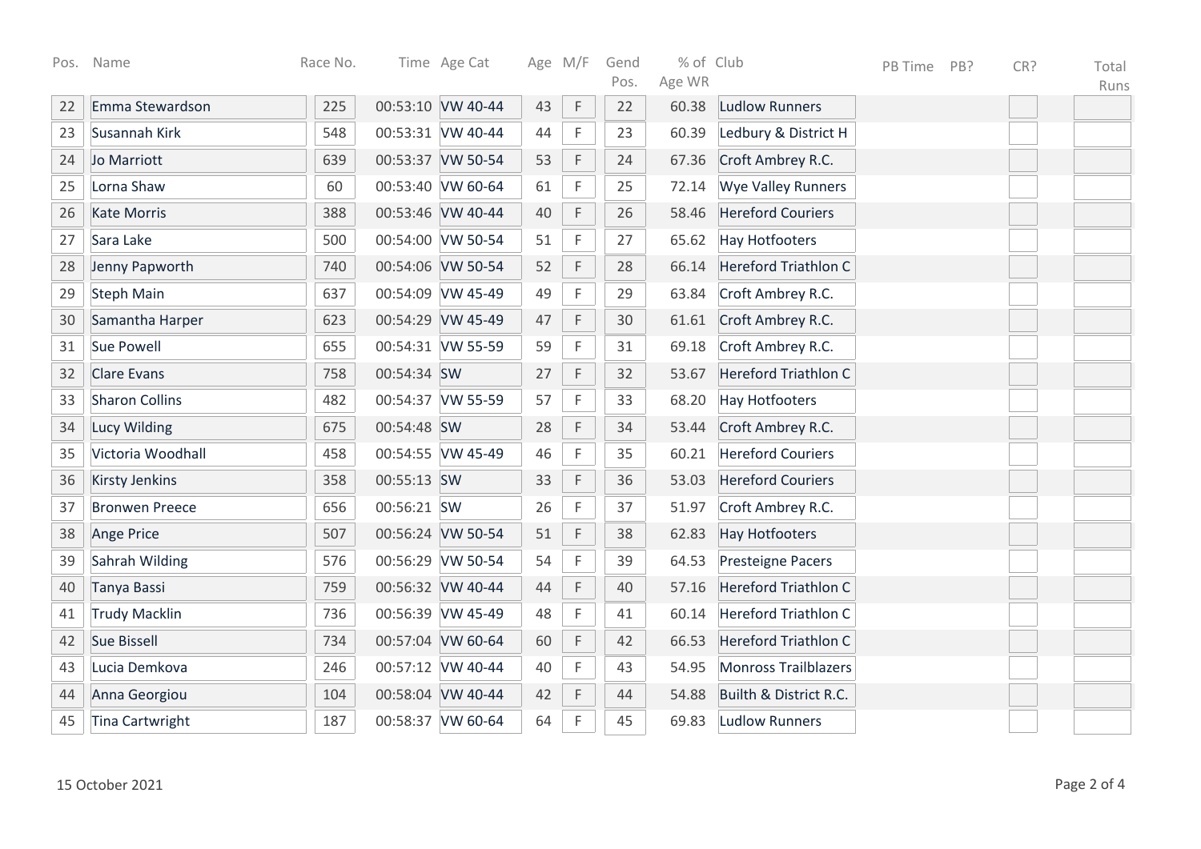| Pos. | Name | Race No. | Time | Age Cat | Age | M/F | Gend Pos. | % of Age WR | Club | PB Time | PB? | CR? | Total Runs |
|---|---|---|---|---|---|---|---|---|---|---|---|---|---|
| 22 | Emma Stewardson | 225 | 00:53:10 | VW 40-44 | 43 | F | 22 | 60.38 | Ludlow Runners | | | | |
| 23 | Susannah Kirk | 548 | 00:53:31 | VW 40-44 | 44 | F | 23 | 60.39 | Ledbury & District H | | | | |
| 24 | Jo Marriott | 639 | 00:53:37 | VW 50-54 | 53 | F | 24 | 67.36 | Croft Ambrey R.C. | | | | |
| 25 | Lorna Shaw | 60 | 00:53:40 | VW 60-64 | 61 | F | 25 | 72.14 | Wye Valley Runners | | | | |
| 26 | Kate Morris | 388 | 00:53:46 | VW 40-44 | 40 | F | 26 | 58.46 | Hereford Couriers | | | | |
| 27 | Sara Lake | 500 | 00:54:00 | VW 50-54 | 51 | F | 27 | 65.62 | Hay Hotfooters | | | | |
| 28 | Jenny Papworth | 740 | 00:54:06 | VW 50-54 | 52 | F | 28 | 66.14 | Hereford Triathlon C | | | | |
| 29 | Steph Main | 637 | 00:54:09 | VW 45-49 | 49 | F | 29 | 63.84 | Croft Ambrey R.C. | | | | |
| 30 | Samantha Harper | 623 | 00:54:29 | VW 45-49 | 47 | F | 30 | 61.61 | Croft Ambrey R.C. | | | | |
| 31 | Sue Powell | 655 | 00:54:31 | VW 55-59 | 59 | F | 31 | 69.18 | Croft Ambrey R.C. | | | | |
| 32 | Clare Evans | 758 | 00:54:34 | SW | 27 | F | 32 | 53.67 | Hereford Triathlon C | | | | |
| 33 | Sharon Collins | 482 | 00:54:37 | VW 55-59 | 57 | F | 33 | 68.20 | Hay Hotfooters | | | | |
| 34 | Lucy Wilding | 675 | 00:54:48 | SW | 28 | F | 34 | 53.44 | Croft Ambrey R.C. | | | | |
| 35 | Victoria Woodhall | 458 | 00:54:55 | VW 45-49 | 46 | F | 35 | 60.21 | Hereford Couriers | | | | |
| 36 | Kirsty Jenkins | 358 | 00:55:13 | SW | 33 | F | 36 | 53.03 | Hereford Couriers | | | | |
| 37 | Bronwen Preece | 656 | 00:56:21 | SW | 26 | F | 37 | 51.97 | Croft Ambrey R.C. | | | | |
| 38 | Ange Price | 507 | 00:56:24 | VW 50-54 | 51 | F | 38 | 62.83 | Hay Hotfooters | | | | |
| 39 | Sahrah Wilding | 576 | 00:56:29 | VW 50-54 | 54 | F | 39 | 64.53 | Presteigne Pacers | | | | |
| 40 | Tanya Bassi | 759 | 00:56:32 | VW 40-44 | 44 | F | 40 | 57.16 | Hereford Triathlon C | | | | |
| 41 | Trudy Macklin | 736 | 00:56:39 | VW 45-49 | 48 | F | 41 | 60.14 | Hereford Triathlon C | | | | |
| 42 | Sue Bissell | 734 | 00:57:04 | VW 60-64 | 60 | F | 42 | 66.53 | Hereford Triathlon C | | | | |
| 43 | Lucia Demkova | 246 | 00:57:12 | VW 40-44 | 40 | F | 43 | 54.95 | Monross Trailblazers | | | | |
| 44 | Anna Georgiou | 104 | 00:58:04 | VW 40-44 | 42 | F | 44 | 54.88 | Builth & District R.C. | | | | |
| 45 | Tina Cartwright | 187 | 00:58:37 | VW 60-64 | 64 | F | 45 | 69.83 | Ludlow Runners | | | | |

15 October 2021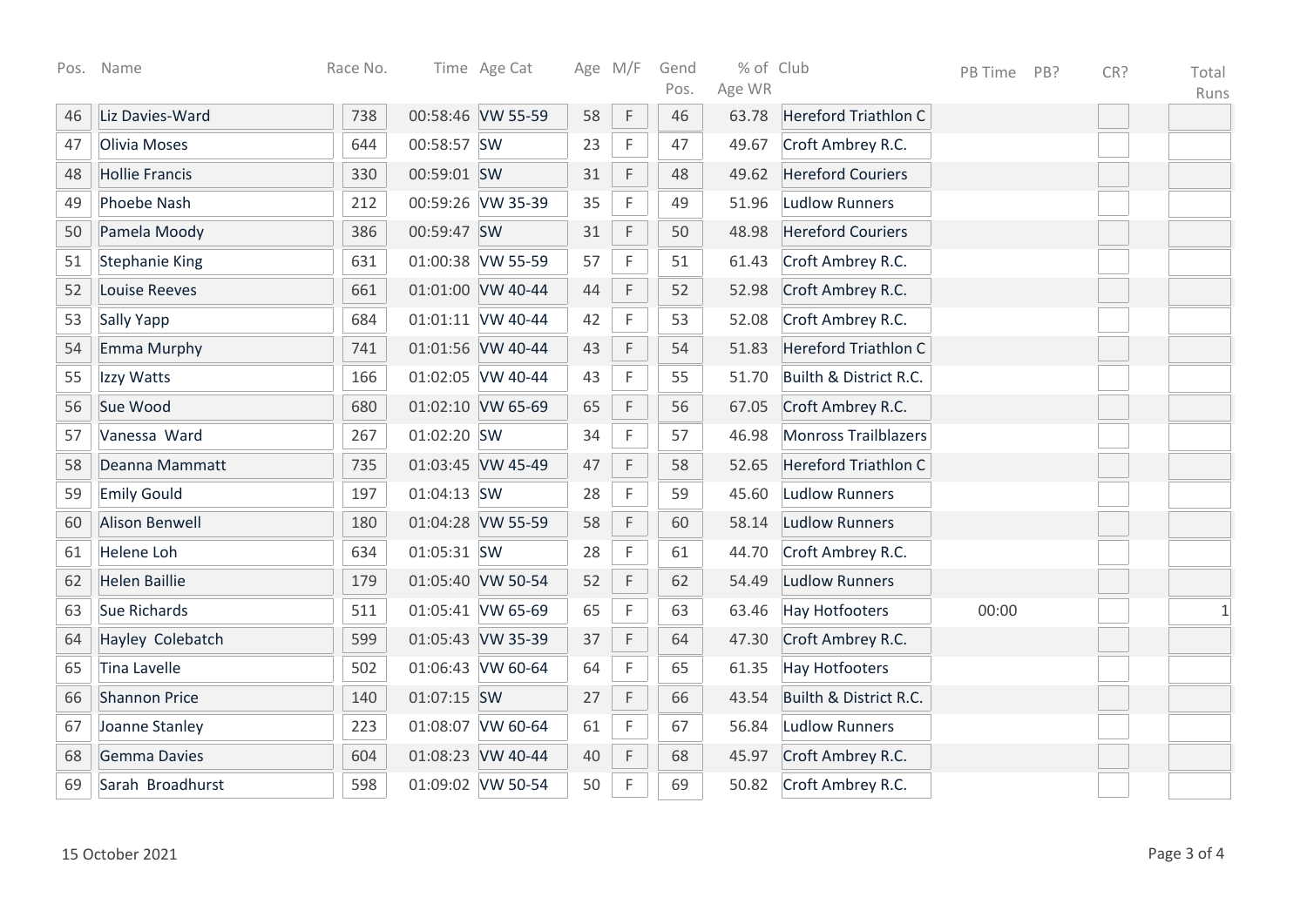| Pos. | Name | Race No. | Time | Age Cat | Age | M/F | Gend Pos. | % of Age WR | Club | PB Time | PB? | CR? | Total Runs |
|---|---|---|---|---|---|---|---|---|---|---|---|---|---|
| 46 | Liz Davies-Ward | 738 | 00:58:46 | VW 55-59 | 58 | F | 46 | 63.78 | Hereford Triathlon C | | | | |
| 47 | Olivia Moses | 644 | 00:58:57 | SW | 23 | F | 47 | 49.67 | Croft Ambrey R.C. | | | | |
| 48 | Hollie Francis | 330 | 00:59:01 | SW | 31 | F | 48 | 49.62 | Hereford Couriers | | | | |
| 49 | Phoebe Nash | 212 | 00:59:26 | VW 35-39 | 35 | F | 49 | 51.96 | Ludlow Runners | | | | |
| 50 | Pamela Moody | 386 | 00:59:47 | SW | 31 | F | 50 | 48.98 | Hereford Couriers | | | | |
| 51 | Stephanie King | 631 | 01:00:38 | VW 55-59 | 57 | F | 51 | 61.43 | Croft Ambrey R.C. | | | | |
| 52 | Louise Reeves | 661 | 01:01:00 | VW 40-44 | 44 | F | 52 | 52.98 | Croft Ambrey R.C. | | | | |
| 53 | Sally Yapp | 684 | 01:01:11 | VW 40-44 | 42 | F | 53 | 52.08 | Croft Ambrey R.C. | | | | |
| 54 | Emma Murphy | 741 | 01:01:56 | VW 40-44 | 43 | F | 54 | 51.83 | Hereford Triathlon C | | | | |
| 55 | Izzy Watts | 166 | 01:02:05 | VW 40-44 | 43 | F | 55 | 51.70 | Builth & District R.C. | | | | |
| 56 | Sue Wood | 680 | 01:02:10 | VW 65-69 | 65 | F | 56 | 67.05 | Croft Ambrey R.C. | | | | |
| 57 | Vanessa Ward | 267 | 01:02:20 | SW | 34 | F | 57 | 46.98 | Monross Trailblazers | | | | |
| 58 | Deanna Mammatt | 735 | 01:03:45 | VW 45-49 | 47 | F | 58 | 52.65 | Hereford Triathlon C | | | | |
| 59 | Emily Gould | 197 | 01:04:13 | SW | 28 | F | 59 | 45.60 | Ludlow Runners | | | | |
| 60 | Alison Benwell | 180 | 01:04:28 | VW 55-59 | 58 | F | 60 | 58.14 | Ludlow Runners | | | | |
| 61 | Helene Loh | 634 | 01:05:31 | SW | 28 | F | 61 | 44.70 | Croft Ambrey R.C. | | | | |
| 62 | Helen Baillie | 179 | 01:05:40 | VW 50-54 | 52 | F | 62 | 54.49 | Ludlow Runners | | | | |
| 63 | Sue Richards | 511 | 01:05:41 | VW 65-69 | 65 | F | 63 | 63.46 | Hay Hotfooters | 00:00 | | | 1 |
| 64 | Hayley Colebatch | 599 | 01:05:43 | VW 35-39 | 37 | F | 64 | 47.30 | Croft Ambrey R.C. | | | | |
| 65 | Tina Lavelle | 502 | 01:06:43 | VW 60-64 | 64 | F | 65 | 61.35 | Hay Hotfooters | | | | |
| 66 | Shannon Price | 140 | 01:07:15 | SW | 27 | F | 66 | 43.54 | Builth & District R.C. | | | | |
| 67 | Joanne Stanley | 223 | 01:08:07 | VW 60-64 | 61 | F | 67 | 56.84 | Ludlow Runners | | | | |
| 68 | Gemma Davies | 604 | 01:08:23 | VW 40-44 | 40 | F | 68 | 45.97 | Croft Ambrey R.C. | | | | |
| 69 | Sarah Broadhurst | 598 | 01:09:02 | VW 50-54 | 50 | F | 69 | 50.82 | Croft Ambrey R.C. | | | | |

15 October 2021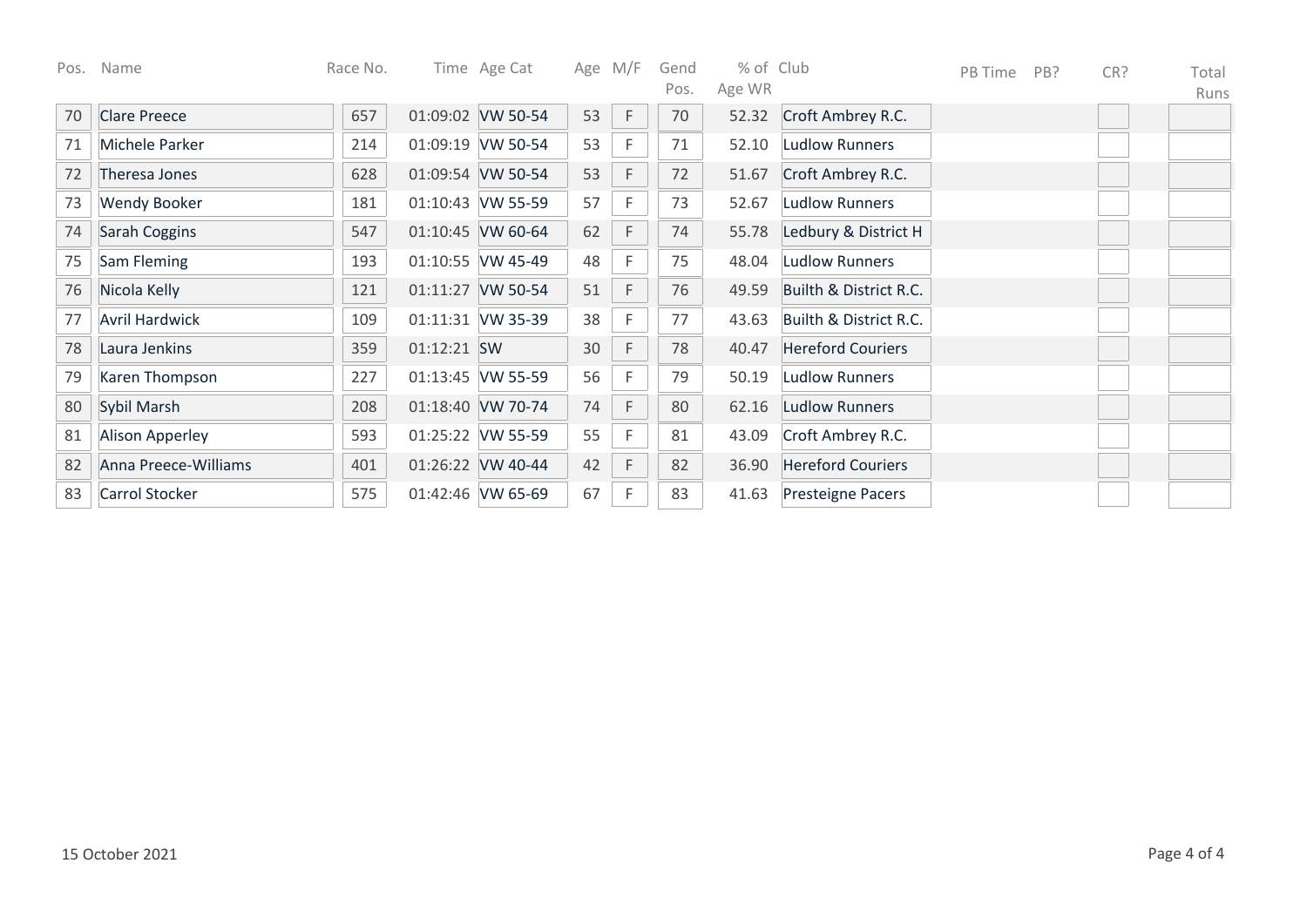| Pos. | Name | Race No. | Time | Age Cat | Age | M/F | Gend Pos. | % of Age WR | Club | PB Time | PB? | CR? | Total Runs |
|---|---|---|---|---|---|---|---|---|---|---|---|---|---|
| 70 | Clare Preece | 657 | 01:09:02 | VW 50-54 | 53 | F | 70 | 52.32 | Croft Ambrey R.C. | | | | |
| 71 | Michele Parker | 214 | 01:09:19 | VW 50-54 | 53 | F | 71 | 52.10 | Ludlow Runners | | | | |
| 72 | Theresa Jones | 628 | 01:09:54 | VW 50-54 | 53 | F | 72 | 51.67 | Croft Ambrey R.C. | | | | |
| 73 | Wendy Booker | 181 | 01:10:43 | VW 55-59 | 57 | F | 73 | 52.67 | Ludlow Runners | | | | |
| 74 | Sarah Coggins | 547 | 01:10:45 | VW 60-64 | 62 | F | 74 | 55.78 | Ledbury & District H | | | | |
| 75 | Sam Fleming | 193 | 01:10:55 | VW 45-49 | 48 | F | 75 | 48.04 | Ludlow Runners | | | | |
| 76 | Nicola Kelly | 121 | 01:11:27 | VW 50-54 | 51 | F | 76 | 49.59 | Builth & District R.C. | | | | |
| 77 | Avril Hardwick | 109 | 01:11:31 | VW 35-39 | 38 | F | 77 | 43.63 | Builth & District R.C. | | | | |
| 78 | Laura Jenkins | 359 | 01:12:21 | SW | 30 | F | 78 | 40.47 | Hereford Couriers | | | | |
| 79 | Karen Thompson | 227 | 01:13:45 | VW 55-59 | 56 | F | 79 | 50.19 | Ludlow Runners | | | | |
| 80 | Sybil Marsh | 208 | 01:18:40 | VW 70-74 | 74 | F | 80 | 62.16 | Ludlow Runners | | | | |
| 81 | Alison Apperley | 593 | 01:25:22 | VW 55-59 | 55 | F | 81 | 43.09 | Croft Ambrey R.C. | | | | |
| 82 | Anna Preece-Williams | 401 | 01:26:22 | VW 40-44 | 42 | F | 82 | 36.90 | Hereford Couriers | | | | |
| 83 | Carrol Stocker | 575 | 01:42:46 | VW 65-69 | 67 | F | 83 | 41.63 | Presteigne Pacers | | | | |

15 October 2021